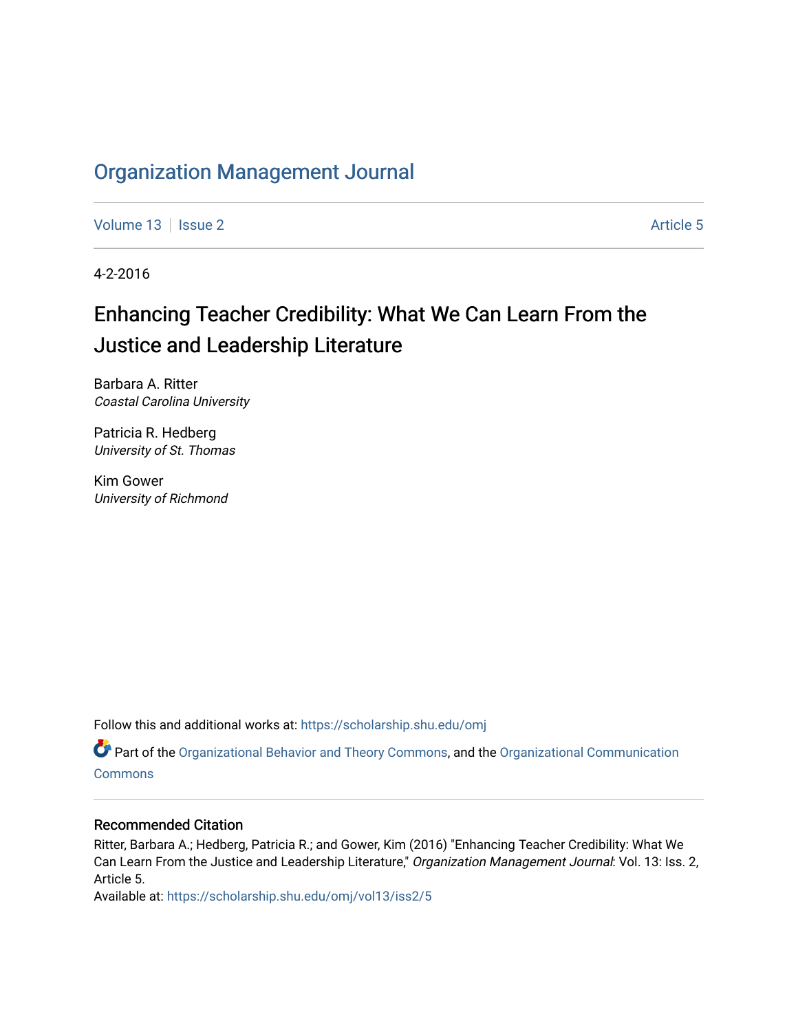# Organization Management Journal

Volume 13 | Issue 2 | Article 5

4-2-2016

## Enhancing Teacher Credibility: What We Can Learn From the Justice and Leadership Literature

Barbara A. Ritter
*Coastal Carolina University*

Patricia R. Hedberg
*University of St. Thomas*

Kim Gower
*University of Richmond*

Follow this and additional works at: https://scholarship.shu.edu/omj

Part of the Organizational Behavior and Theory Commons, and the Organizational Communication Commons

### Recommended Citation

Ritter, Barbara A.; Hedberg, Patricia R.; and Gower, Kim (2016) "Enhancing Teacher Credibility: What We Can Learn From the Justice and Leadership Literature," *Organization Management Journal*: Vol. 13: Iss. 2, Article 5.
Available at: https://scholarship.shu.edu/omj/vol13/iss2/5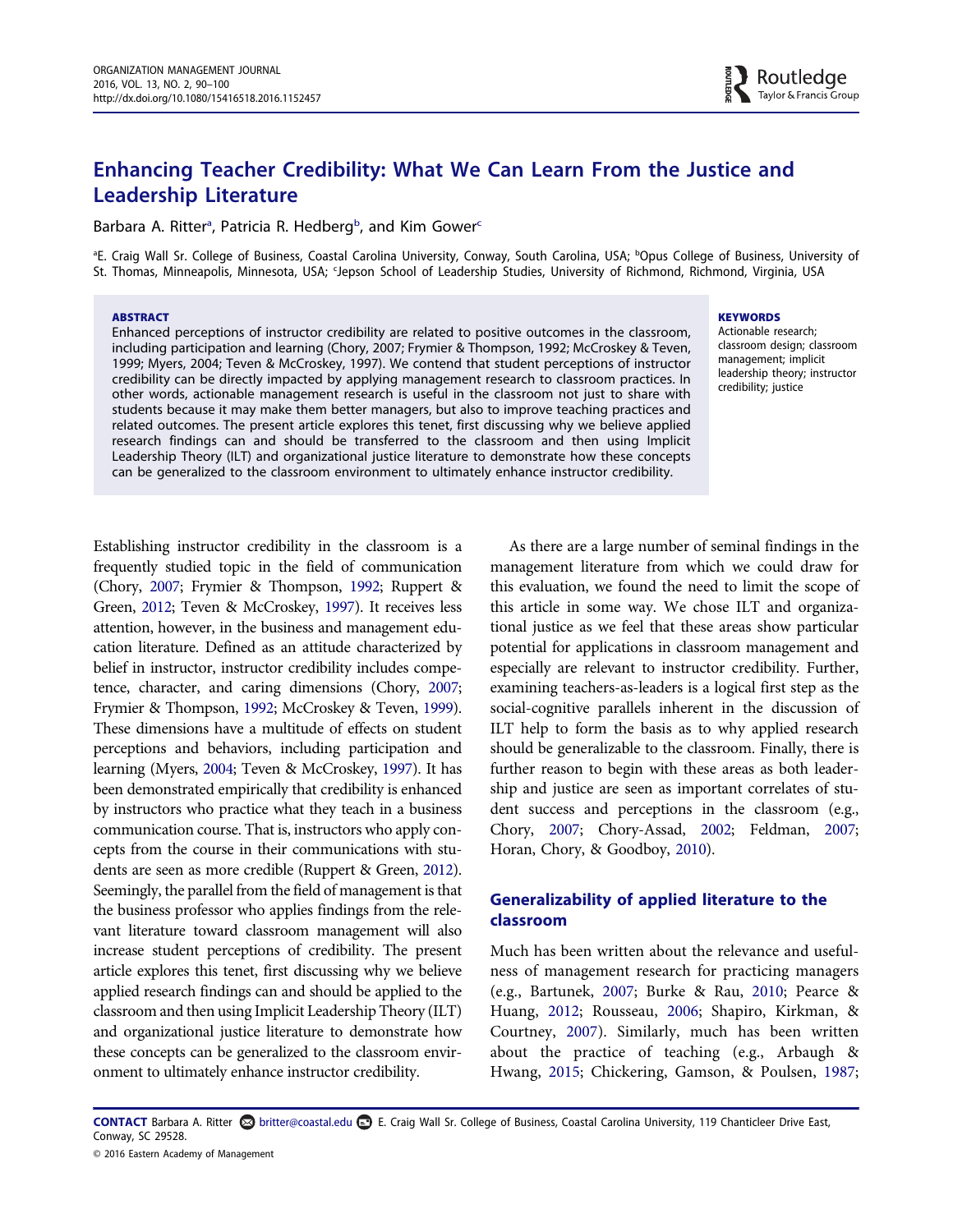# Enhancing Teacher Credibility: What We Can Learn From the Justice and Leadership Literature

Barbara A. Ritter[a], Patricia R. Hedberg[b], and Kim Gower[c]

[a]E. Craig Wall Sr. College of Business, Coastal Carolina University, Conway, South Carolina, USA; [b]Opus College of Business, University of St. Thomas, Minneapolis, Minnesota, USA; [c]Jepson School of Leadership Studies, University of Richmond, Richmond, Virginia, USA

**ABSTRACT**

Enhanced perceptions of instructor credibility are related to positive outcomes in the classroom, including participation and learning (Chory, 2007; Frymier & Thompson, 1992; McCroskey & Teven, 1999; Myers, 2004; Teven & McCroskey, 1997). We contend that student perceptions of instructor credibility can be directly impacted by applying management research to classroom practices. In other words, actionable management research is useful in the classroom not just to share with students because it may make them better managers, but also to improve teaching practices and related outcomes. The present article explores this tenet, first discussing why we believe applied research findings can and should be transferred to the classroom and then using Implicit Leadership Theory (ILT) and organizational justice literature to demonstrate how these concepts can be generalized to the classroom environment to ultimately enhance instructor credibility.

**KEYWORDS**

Actionable research; classroom design; classroom management; implicit leadership theory; instructor credibility; justice

Establishing instructor credibility in the classroom is a frequently studied topic in the field of communication (Chory, 2007; Frymier & Thompson, 1992; Ruppert & Green, 2012; Teven & McCroskey, 1997). It receives less attention, however, in the business and management education literature. Defined as an attitude characterized by belief in instructor, instructor credibility includes competence, character, and caring dimensions (Chory, 2007; Frymier & Thompson, 1992; McCroskey & Teven, 1999). These dimensions have a multitude of effects on student perceptions and behaviors, including participation and learning (Myers, 2004; Teven & McCroskey, 1997). It has been demonstrated empirically that credibility is enhanced by instructors who practice what they teach in a business communication course. That is, instructors who apply concepts from the course in their communications with students are seen as more credible (Ruppert & Green, 2012). Seemingly, the parallel from the field of management is that the business professor who applies findings from the relevant literature toward classroom management will also increase student perceptions of credibility. The present article explores this tenet, first discussing why we believe applied research findings can and should be applied to the classroom and then using Implicit Leadership Theory (ILT) and organizational justice literature to demonstrate how these concepts can be generalized to the classroom environment to ultimately enhance instructor credibility.

As there are a large number of seminal findings in the management literature from which we could draw for this evaluation, we found the need to limit the scope of this article in some way. We chose ILT and organizational justice as we feel that these areas show particular potential for applications in classroom management and especially are relevant to instructor credibility. Further, examining teachers-as-leaders is a logical first step as the social-cognitive parallels inherent in the discussion of ILT help to form the basis as to why applied research should be generalizable to the classroom. Finally, there is further reason to begin with these areas as both leadership and justice are seen as important correlates of student success and perceptions in the classroom (e.g., Chory, 2007; Chory-Assad, 2002; Feldman, 2007; Horan, Chory, & Goodboy, 2010).

## Generalizability of applied literature to the classroom

Much has been written about the relevance and usefulness of management research for practicing managers (e.g., Bartunek, 2007; Burke & Rau, 2010; Pearce & Huang, 2012; Rousseau, 2006; Shapiro, Kirkman, & Courtney, 2007). Similarly, much has been written about the practice of teaching (e.g., Arbaugh & Hwang, 2015; Chickering, Gamson, & Poulsen, 1987;

**CONTACT** Barbara A. Ritter britter@coastal.edu E. Craig Wall Sr. College of Business, Coastal Carolina University, 119 Chanticleer Drive East, Conway, SC 29528.

© 2016 Eastern Academy of Management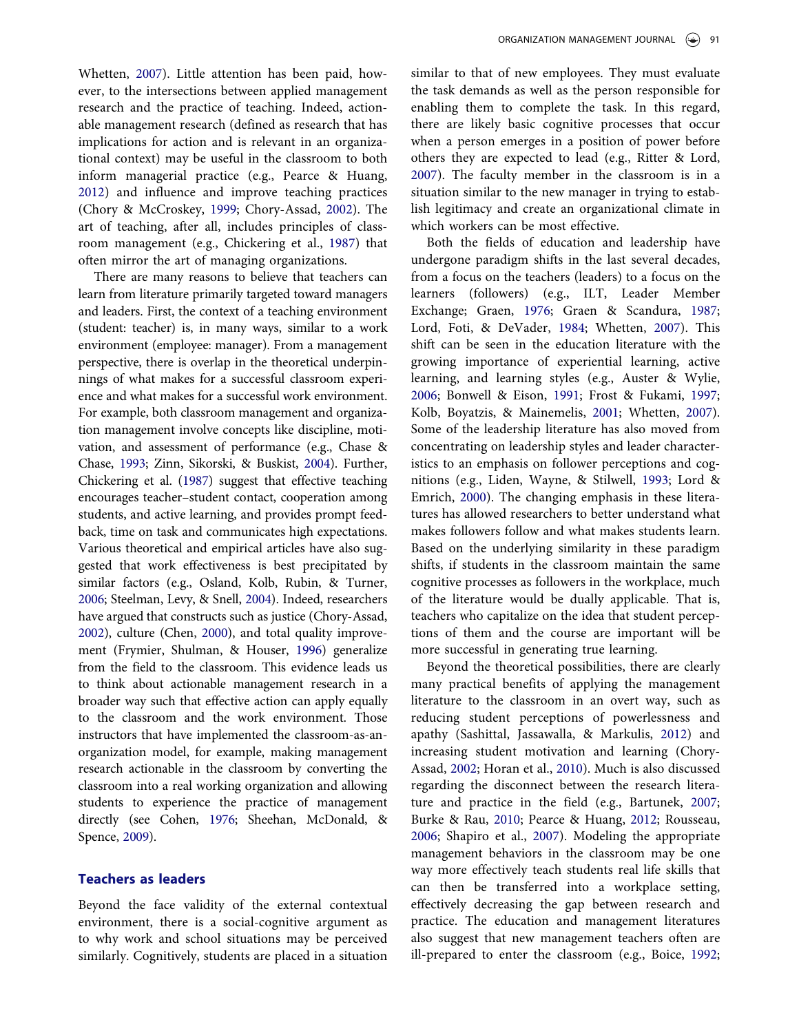Whetten, 2007). Little attention has been paid, however, to the intersections between applied management research and the practice of teaching. Indeed, actionable management research (defined as research that has implications for action and is relevant in an organizational context) may be useful in the classroom to both inform managerial practice (e.g., Pearce & Huang, 2012) and influence and improve teaching practices (Chory & McCroskey, 1999; Chory-Assad, 2002). The art of teaching, after all, includes principles of classroom management (e.g., Chickering et al., 1987) that often mirror the art of managing organizations.

There are many reasons to believe that teachers can learn from literature primarily targeted toward managers and leaders. First, the context of a teaching environment (student: teacher) is, in many ways, similar to a work environment (employee: manager). From a management perspective, there is overlap in the theoretical underpinnings of what makes for a successful classroom experience and what makes for a successful work environment. For example, both classroom management and organization management involve concepts like discipline, motivation, and assessment of performance (e.g., Chase & Chase, 1993; Zinn, Sikorski, & Buskist, 2004). Further, Chickering et al. (1987) suggest that effective teaching encourages teacher–student contact, cooperation among students, and active learning, and provides prompt feedback, time on task and communicates high expectations. Various theoretical and empirical articles have also suggested that work effectiveness is best precipitated by similar factors (e.g., Osland, Kolb, Rubin, & Turner, 2006; Steelman, Levy, & Snell, 2004). Indeed, researchers have argued that constructs such as justice (Chory-Assad, 2002), culture (Chen, 2000), and total quality improvement (Frymier, Shulman, & Houser, 1996) generalize from the field to the classroom. This evidence leads us to think about actionable management research in a broader way such that effective action can apply equally to the classroom and the work environment. Those instructors that have implemented the classroom-as-an-organization model, for example, making management research actionable in the classroom by converting the classroom into a real working organization and allowing students to experience the practice of management directly (see Cohen, 1976; Sheehan, McDonald, & Spence, 2009).

## Teachers as leaders

Beyond the face validity of the external contextual environment, there is a social-cognitive argument as to why work and school situations may be perceived similarly. Cognitively, students are placed in a situation similar to that of new employees. They must evaluate the task demands as well as the person responsible for enabling them to complete the task. In this regard, there are likely basic cognitive processes that occur when a person emerges in a position of power before others they are expected to lead (e.g., Ritter & Lord, 2007). The faculty member in the classroom is in a situation similar to the new manager in trying to establish legitimacy and create an organizational climate in which workers can be most effective.

Both the fields of education and leadership have undergone paradigm shifts in the last several decades, from a focus on the teachers (leaders) to a focus on the learners (followers) (e.g., ILT, Leader Member Exchange; Graen, 1976; Graen & Scandura, 1987; Lord, Foti, & DeVader, 1984; Whetten, 2007). This shift can be seen in the education literature with the growing importance of experiential learning, active learning, and learning styles (e.g., Auster & Wylie, 2006; Bonwell & Eison, 1991; Frost & Fukami, 1997; Kolb, Boyatzis, & Mainemelis, 2001; Whetten, 2007). Some of the leadership literature has also moved from concentrating on leadership styles and leader characteristics to an emphasis on follower perceptions and cognitions (e.g., Liden, Wayne, & Stilwell, 1993; Lord & Emrich, 2000). The changing emphasis in these literatures has allowed researchers to better understand what makes followers follow and what makes students learn. Based on the underlying similarity in these paradigm shifts, if students in the classroom maintain the same cognitive processes as followers in the workplace, much of the literature would be dually applicable. That is, teachers who capitalize on the idea that student perceptions of them and the course are important will be more successful in generating true learning.

Beyond the theoretical possibilities, there are clearly many practical benefits of applying the management literature to the classroom in an overt way, such as reducing student perceptions of powerlessness and apathy (Sashittal, Jassawalla, & Markulis, 2012) and increasing student motivation and learning (Chory-Assad, 2002; Horan et al., 2010). Much is also discussed regarding the disconnect between the research literature and practice in the field (e.g., Bartunek, 2007; Burke & Rau, 2010; Pearce & Huang, 2012; Rousseau, 2006; Shapiro et al., 2007). Modeling the appropriate management behaviors in the classroom may be one way more effectively teach students real life skills that can then be transferred into a workplace setting, effectively decreasing the gap between research and practice. The education and management literatures also suggest that new management teachers often are ill-prepared to enter the classroom (e.g., Boice, 1992;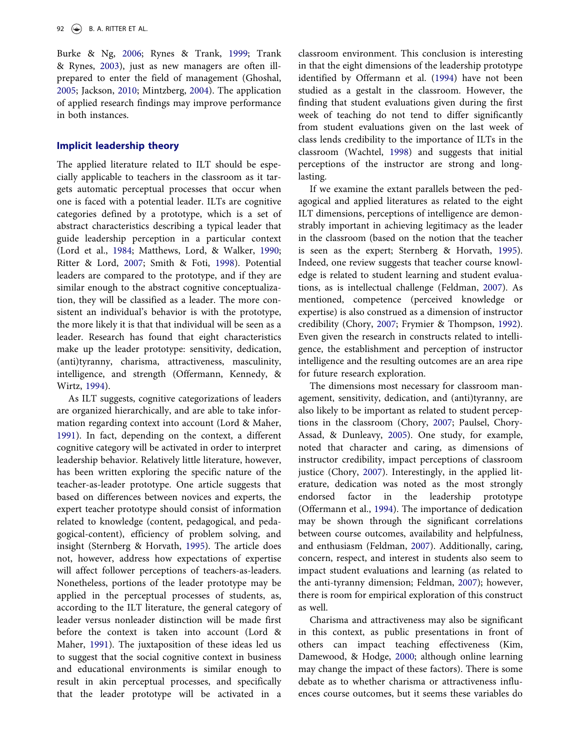Burke & Ng, 2006; Rynes & Trank, 1999; Trank & Rynes, 2003), just as new managers are often ill-prepared to enter the field of management (Ghoshal, 2005; Jackson, 2010; Mintzberg, 2004). The application of applied research findings may improve performance in both instances.

## Implicit leadership theory

The applied literature related to ILT should be especially applicable to teachers in the classroom as it targets automatic perceptual processes that occur when one is faced with a potential leader. ILTs are cognitive categories defined by a prototype, which is a set of abstract characteristics describing a typical leader that guide leadership perception in a particular context (Lord et al., 1984; Matthews, Lord, & Walker, 1990; Ritter & Lord, 2007; Smith & Foti, 1998). Potential leaders are compared to the prototype, and if they are similar enough to the abstract cognitive conceptualization, they will be classified as a leader. The more consistent an individual's behavior is with the prototype, the more likely it is that that individual will be seen as a leader. Research has found that eight characteristics make up the leader prototype: sensitivity, dedication, (anti)tyranny, charisma, attractiveness, masculinity, intelligence, and strength (Offermann, Kennedy, & Wirtz, 1994).

As ILT suggests, cognitive categorizations of leaders are organized hierarchically, and are able to take information regarding context into account (Lord & Maher, 1991). In fact, depending on the context, a different cognitive category will be activated in order to interpret leadership behavior. Relatively little literature, however, has been written exploring the specific nature of the teacher-as-leader prototype. One article suggests that based on differences between novices and experts, the expert teacher prototype should consist of information related to knowledge (content, pedagogical, and pedagogical-content), efficiency of problem solving, and insight (Sternberg & Horvath, 1995). The article does not, however, address how expectations of expertise will affect follower perceptions of teachers-as-leaders. Nonetheless, portions of the leader prototype may be applied in the perceptual processes of students, as, according to the ILT literature, the general category of leader versus nonleader distinction will be made first before the context is taken into account (Lord & Maher, 1991). The juxtaposition of these ideas led us to suggest that the social cognitive context in business and educational environments is similar enough to result in akin perceptual processes, and specifically that the leader prototype will be activated in a classroom environment. This conclusion is interesting in that the eight dimensions of the leadership prototype identified by Offermann et al. (1994) have not been studied as a gestalt in the classroom. However, the finding that student evaluations given during the first week of teaching do not tend to differ significantly from student evaluations given on the last week of class lends credibility to the importance of ILTs in the classroom (Wachtel, 1998) and suggests that initial perceptions of the instructor are strong and long-lasting.

If we examine the extant parallels between the pedagogical and applied literatures as related to the eight ILT dimensions, perceptions of intelligence are demonstrably important in achieving legitimacy as the leader in the classroom (based on the notion that the teacher is seen as the expert; Sternberg & Horvath, 1995). Indeed, one review suggests that teacher course knowledge is related to student learning and student evaluations, as is intellectual challenge (Feldman, 2007). As mentioned, competence (perceived knowledge or expertise) is also construed as a dimension of instructor credibility (Chory, 2007; Frymier & Thompson, 1992). Even given the research in constructs related to intelligence, the establishment and perception of instructor intelligence and the resulting outcomes are an area ripe for future research exploration.

The dimensions most necessary for classroom management, sensitivity, dedication, and (anti)tyranny, are also likely to be important as related to student perceptions in the classroom (Chory, 2007; Paulsel, Chory-Assad, & Dunleavy, 2005). One study, for example, noted that character and caring, as dimensions of instructor credibility, impact perceptions of classroom justice (Chory, 2007). Interestingly, in the applied literature, dedication was noted as the most strongly endorsed factor in the leadership prototype (Offermann et al., 1994). The importance of dedication may be shown through the significant correlations between course outcomes, availability and helpfulness, and enthusiasm (Feldman, 2007). Additionally, caring, concern, respect, and interest in students also seem to impact student evaluations and learning (as related to the anti-tyranny dimension; Feldman, 2007); however, there is room for empirical exploration of this construct as well.

Charisma and attractiveness may also be significant in this context, as public presentations in front of others can impact teaching effectiveness (Kim, Damewood, & Hodge, 2000; although online learning may change the impact of these factors). There is some debate as to whether charisma or attractiveness influences course outcomes, but it seems these variables do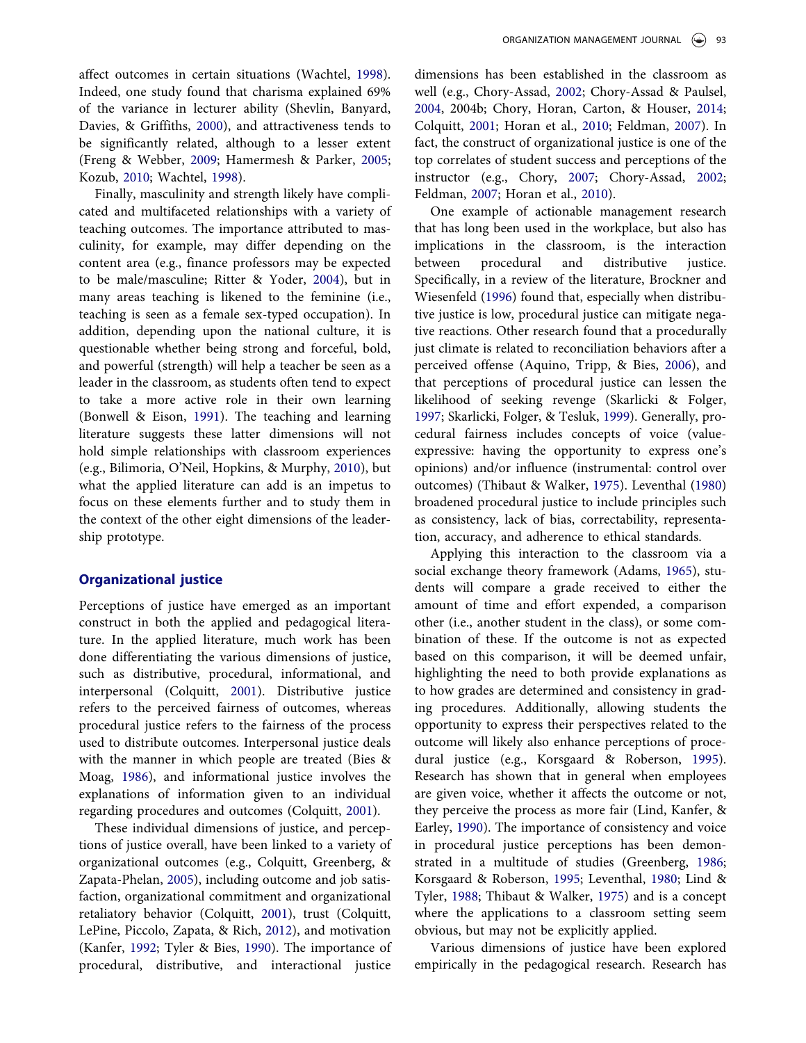affect outcomes in certain situations (Wachtel, 1998). Indeed, one study found that charisma explained 69% of the variance in lecturer ability (Shevlin, Banyard, Davies, & Griffiths, 2000), and attractiveness tends to be significantly related, although to a lesser extent (Freng & Webber, 2009; Hamermesh & Parker, 2005; Kozub, 2010; Wachtel, 1998).

Finally, masculinity and strength likely have complicated and multifaceted relationships with a variety of teaching outcomes. The importance attributed to masculinity, for example, may differ depending on the content area (e.g., finance professors may be expected to be male/masculine; Ritter & Yoder, 2004), but in many areas teaching is likened to the feminine (i.e., teaching is seen as a female sex-typed occupation). In addition, depending upon the national culture, it is questionable whether being strong and forceful, bold, and powerful (strength) will help a teacher be seen as a leader in the classroom, as students often tend to expect to take a more active role in their own learning (Bonwell & Eison, 1991). The teaching and learning literature suggests these latter dimensions will not hold simple relationships with classroom experiences (e.g., Bilimoria, O'Neil, Hopkins, & Murphy, 2010), but what the applied literature can add is an impetus to focus on these elements further and to study them in the context of the other eight dimensions of the leadership prototype.

## Organizational justice

Perceptions of justice have emerged as an important construct in both the applied and pedagogical literature. In the applied literature, much work has been done differentiating the various dimensions of justice, such as distributive, procedural, informational, and interpersonal (Colquitt, 2001). Distributive justice refers to the perceived fairness of outcomes, whereas procedural justice refers to the fairness of the process used to distribute outcomes. Interpersonal justice deals with the manner in which people are treated (Bies & Moag, 1986), and informational justice involves the explanations of information given to an individual regarding procedures and outcomes (Colquitt, 2001).

These individual dimensions of justice, and perceptions of justice overall, have been linked to a variety of organizational outcomes (e.g., Colquitt, Greenberg, & Zapata-Phelan, 2005), including outcome and job satisfaction, organizational commitment and organizational retaliatory behavior (Colquitt, 2001), trust (Colquitt, LePine, Piccolo, Zapata, & Rich, 2012), and motivation (Kanfer, 1992; Tyler & Bies, 1990). The importance of procedural, distributive, and interactional justice dimensions has been established in the classroom as well (e.g., Chory-Assad, 2002; Chory-Assad & Paulsel, 2004, 2004b; Chory, Horan, Carton, & Houser, 2014; Colquitt, 2001; Horan et al., 2010; Feldman, 2007). In fact, the construct of organizational justice is one of the top correlates of student success and perceptions of the instructor (e.g., Chory, 2007; Chory-Assad, 2002; Feldman, 2007; Horan et al., 2010).

One example of actionable management research that has long been used in the workplace, but also has implications in the classroom, is the interaction between procedural and distributive justice. Specifically, in a review of the literature, Brockner and Wiesenfeld (1996) found that, especially when distributive justice is low, procedural justice can mitigate negative reactions. Other research found that a procedurally just climate is related to reconciliation behaviors after a perceived offense (Aquino, Tripp, & Bies, 2006), and that perceptions of procedural justice can lessen the likelihood of seeking revenge (Skarlicki & Folger, 1997; Skarlicki, Folger, & Tesluk, 1999). Generally, procedural fairness includes concepts of voice (value-expressive: having the opportunity to express one's opinions) and/or influence (instrumental: control over outcomes) (Thibaut & Walker, 1975). Leventhal (1980) broadened procedural justice to include principles such as consistency, lack of bias, correctability, representation, accuracy, and adherence to ethical standards.

Applying this interaction to the classroom via a social exchange theory framework (Adams, 1965), students will compare a grade received to either the amount of time and effort expended, a comparison other (i.e., another student in the class), or some combination of these. If the outcome is not as expected based on this comparison, it will be deemed unfair, highlighting the need to both provide explanations as to how grades are determined and consistency in grading procedures. Additionally, allowing students the opportunity to express their perspectives related to the outcome will likely also enhance perceptions of procedural justice (e.g., Korsgaard & Roberson, 1995). Research has shown that in general when employees are given voice, whether it affects the outcome or not, they perceive the process as more fair (Lind, Kanfer, & Earley, 1990). The importance of consistency and voice in procedural justice perceptions has been demonstrated in a multitude of studies (Greenberg, 1986; Korsgaard & Roberson, 1995; Leventhal, 1980; Lind & Tyler, 1988; Thibaut & Walker, 1975) and is a concept where the applications to a classroom setting seem obvious, but may not be explicitly applied.

Various dimensions of justice have been explored empirically in the pedagogical research. Research has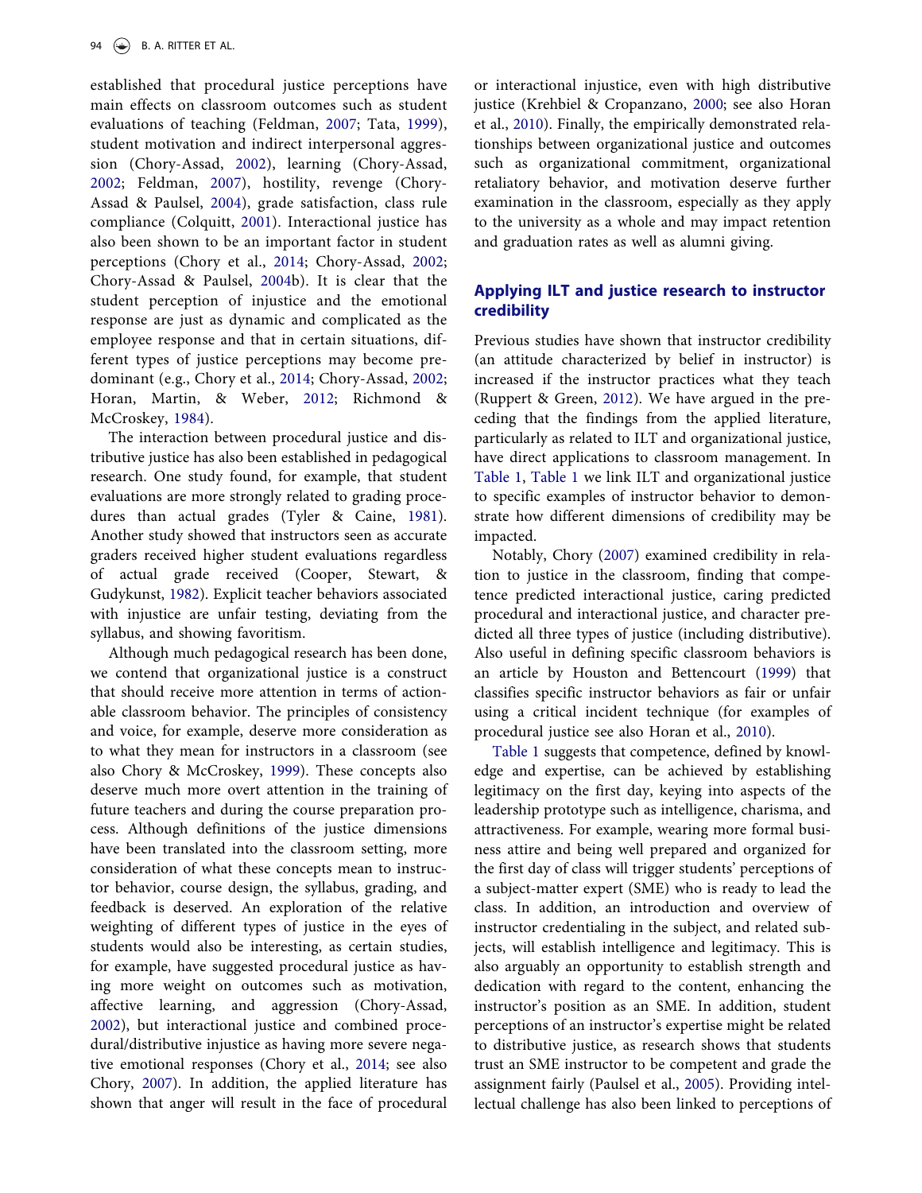established that procedural justice perceptions have main effects on classroom outcomes such as student evaluations of teaching (Feldman, 2007; Tata, 1999), student motivation and indirect interpersonal aggression (Chory-Assad, 2002), learning (Chory-Assad, 2002; Feldman, 2007), hostility, revenge (Chory-Assad & Paulsel, 2004), grade satisfaction, class rule compliance (Colquitt, 2001). Interactional justice has also been shown to be an important factor in student perceptions (Chory et al., 2014; Chory-Assad, 2002; Chory-Assad & Paulsel, 2004b). It is clear that the student perception of injustice and the emotional response are just as dynamic and complicated as the employee response and that in certain situations, different types of justice perceptions may become predominant (e.g., Chory et al., 2014; Chory-Assad, 2002; Horan, Martin, & Weber, 2012; Richmond & McCroskey, 1984).

The interaction between procedural justice and distributive justice has also been established in pedagogical research. One study found, for example, that student evaluations are more strongly related to grading procedures than actual grades (Tyler & Caine, 1981). Another study showed that instructors seen as accurate graders received higher student evaluations regardless of actual grade received (Cooper, Stewart, & Gudykunst, 1982). Explicit teacher behaviors associated with injustice are unfair testing, deviating from the syllabus, and showing favoritism.

Although much pedagogical research has been done, we contend that organizational justice is a construct that should receive more attention in terms of actionable classroom behavior. The principles of consistency and voice, for example, deserve more consideration as to what they mean for instructors in a classroom (see also Chory & McCroskey, 1999). These concepts also deserve much more overt attention in the training of future teachers and during the course preparation process. Although definitions of the justice dimensions have been translated into the classroom setting, more consideration of what these concepts mean to instructor behavior, course design, the syllabus, grading, and feedback is deserved. An exploration of the relative weighting of different types of justice in the eyes of students would also be interesting, as certain studies, for example, have suggested procedural justice as having more weight on outcomes such as motivation, affective learning, and aggression (Chory-Assad, 2002), but interactional justice and combined procedural/distributive injustice as having more severe negative emotional responses (Chory et al., 2014; see also Chory, 2007). In addition, the applied literature has shown that anger will result in the face of procedural or interactional injustice, even with high distributive justice (Krehbiel & Cropanzano, 2000; see also Horan et al., 2010). Finally, the empirically demonstrated relationships between organizational justice and outcomes such as organizational commitment, organizational retaliatory behavior, and motivation deserve further examination in the classroom, especially as they apply to the university as a whole and may impact retention and graduation rates as well as alumni giving.

## Applying ILT and justice research to instructor credibility

Previous studies have shown that instructor credibility (an attitude characterized by belief in instructor) is increased if the instructor practices what they teach (Ruppert & Green, 2012). We have argued in the preceding that the findings from the applied literature, particularly as related to ILT and organizational justice, have direct applications to classroom management. In Table 1, Table 1 we link ILT and organizational justice to specific examples of instructor behavior to demonstrate how different dimensions of credibility may be impacted.

Notably, Chory (2007) examined credibility in relation to justice in the classroom, finding that competence predicted interactional justice, caring predicted procedural and interactional justice, and character predicted all three types of justice (including distributive). Also useful in defining specific classroom behaviors is an article by Houston and Bettencourt (1999) that classifies specific instructor behaviors as fair or unfair using a critical incident technique (for examples of procedural justice see also Horan et al., 2010).

Table 1 suggests that competence, defined by knowledge and expertise, can be achieved by establishing legitimacy on the first day, keying into aspects of the leadership prototype such as intelligence, charisma, and attractiveness. For example, wearing more formal business attire and being well prepared and organized for the first day of class will trigger students' perceptions of a subject-matter expert (SME) who is ready to lead the class. In addition, an introduction and overview of instructor credentialing in the subject, and related subjects, will establish intelligence and legitimacy. This is also arguably an opportunity to establish strength and dedication with regard to the content, enhancing the instructor's position as an SME. In addition, student perceptions of an instructor's expertise might be related to distributive justice, as research shows that students trust an SME instructor to be competent and grade the assignment fairly (Paulsel et al., 2005). Providing intellectual challenge has also been linked to perceptions of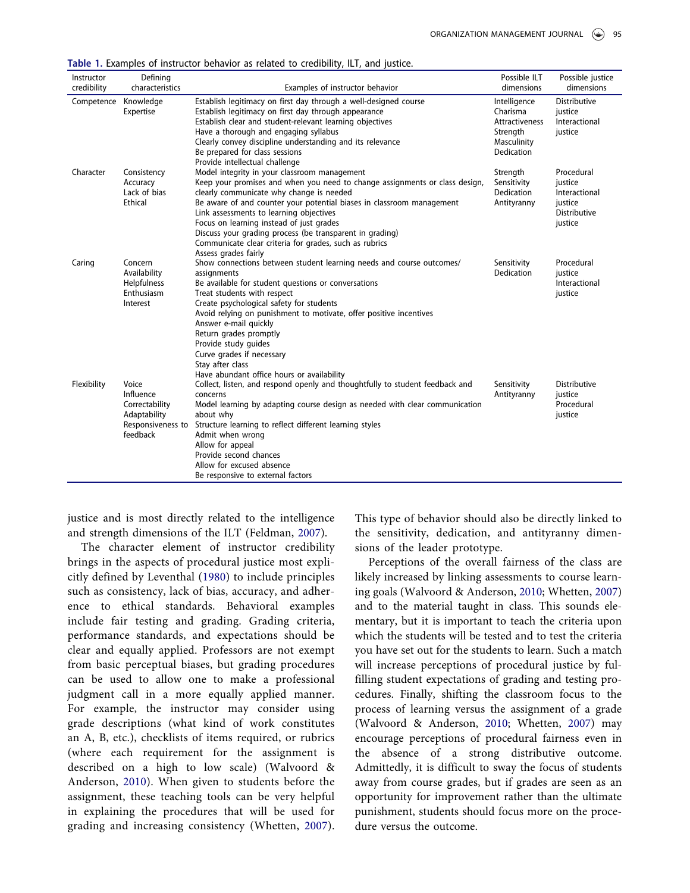**Table 1.** Examples of instructor behavior as related to credibility, ILT, and justice.

| Instructor credibility | Defining characteristics | Examples of instructor behavior | Possible ILT dimensions | Possible justice dimensions |
|---|---|---|---|---|
| Competence | Knowledge<br>Expertise | Establish legitimacy on first day through a well-designed course<br>Establish legitimacy on first day through appearance<br>Establish clear and student-relevant learning objectives<br>Have a thorough and engaging syllabus<br>Clearly convey discipline understanding and its relevance<br>Be prepared for class sessions<br>Provide intellectual challenge | Intelligence<br>Charisma<br>Attractiveness<br>Strength<br>Masculinity<br>Dedication | Distributive justice<br>Interactional justice |
| Character | Consistency<br>Accuracy<br>Lack of bias<br>Ethical | Model integrity in your classroom management<br>Keep your promises and when you need to change assignments or class design, clearly communicate why change is needed<br>Be aware of and counter your potential biases in classroom management<br>Link assessments to learning objectives<br>Focus on learning instead of just grades<br>Discuss your grading process (be transparent in grading)<br>Communicate clear criteria for grades, such as rubrics<br>Assess grades fairly | Strength<br>Sensitivity<br>Dedication<br>Antityranny | Procedural justice<br>Interactional justice<br>Distributive justice |
| Caring | Concern<br>Availability<br>Helpfulness<br>Enthusiasm<br>Interest | Show connections between student learning needs and course outcomes/ assignments<br>Be available for student questions or conversations<br>Treat students with respect<br>Create psychological safety for students<br>Avoid relying on punishment to motivate, offer positive incentives<br>Answer e-mail quickly<br>Return grades promptly<br>Provide study guides<br>Curve grades if necessary<br>Stay after class<br>Have abundant office hours or availability | Sensitivity<br>Dedication | Procedural justice<br>Interactional justice |
| Flexibility | Voice<br>Influence<br>Correctability<br>Adaptability<br>Responsiveness to feedback | Collect, listen, and respond openly and thoughtfully to student feedback and concerns<br>Model learning by adapting course design as needed with clear communication about why<br>Structure learning to reflect different learning styles<br>Admit when wrong<br>Allow for appeal<br>Provide second chances<br>Allow for excused absence<br>Be responsive to external factors | Sensitivity<br>Antityranny | Distributive justice<br>Procedural justice |

justice and is most directly related to the intelligence and strength dimensions of the ILT (Feldman, 2007).

The character element of instructor credibility brings in the aspects of procedural justice most explicitly defined by Leventhal (1980) to include principles such as consistency, lack of bias, accuracy, and adherence to ethical standards. Behavioral examples include fair testing and grading. Grading criteria, performance standards, and expectations should be clear and equally applied. Professors are not exempt from basic perceptual biases, but grading procedures can be used to allow one to make a professional judgment call in a more equally applied manner. For example, the instructor may consider using grade descriptions (what kind of work constitutes an A, B, etc.), checklists of items required, or rubrics (where each requirement for the assignment is described on a high to low scale) (Walvoord & Anderson, 2010). When given to students before the assignment, these teaching tools can be very helpful in explaining the procedures that will be used for grading and increasing consistency (Whetten, 2007). This type of behavior should also be directly linked to the sensitivity, dedication, and antityranny dimensions of the leader prototype.

Perceptions of the overall fairness of the class are likely increased by linking assessments to course learning goals (Walvoord & Anderson, 2010; Whetten, 2007) and to the material taught in class. This sounds elementary, but it is important to teach the criteria upon which the students will be tested and to test the criteria you have set out for the students to learn. Such a match will increase perceptions of procedural justice by fulfilling student expectations of grading and testing procedures. Finally, shifting the classroom focus to the process of learning versus the assignment of a grade (Walvoord & Anderson, 2010; Whetten, 2007) may encourage perceptions of procedural fairness even in the absence of a strong distributive outcome. Admittedly, it is difficult to sway the focus of students away from course grades, but if grades are seen as an opportunity for improvement rather than the ultimate punishment, students should focus more on the procedure versus the outcome.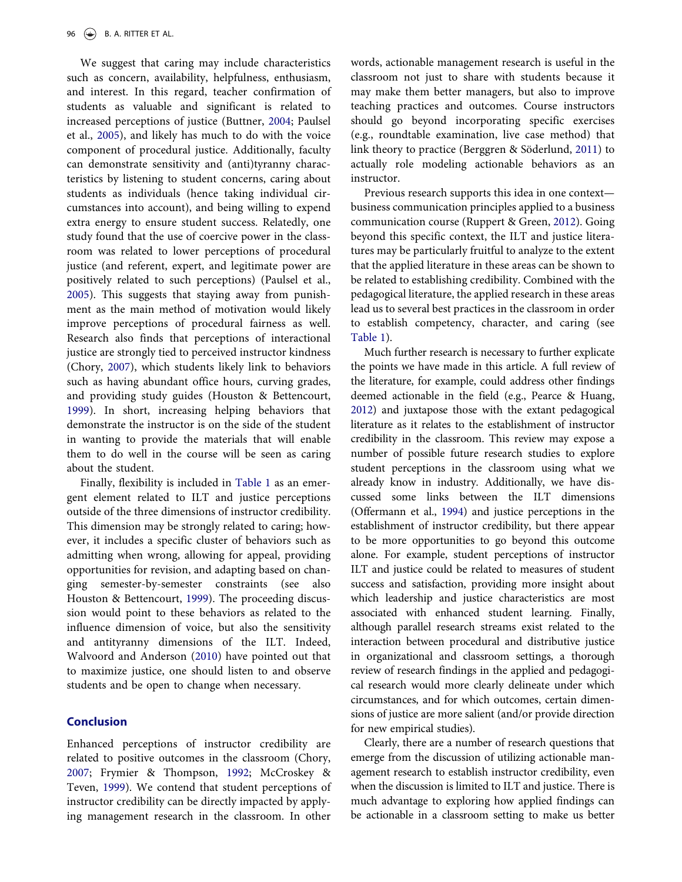We suggest that caring may include characteristics such as concern, availability, helpfulness, enthusiasm, and interest. In this regard, teacher confirmation of students as valuable and significant is related to increased perceptions of justice (Buttner, 2004; Paulsel et al., 2005), and likely has much to do with the voice component of procedural justice. Additionally, faculty can demonstrate sensitivity and (anti)tyranny characteristics by listening to student concerns, caring about students as individuals (hence taking individual circumstances into account), and being willing to expend extra energy to ensure student success. Relatedly, one study found that the use of coercive power in the classroom was related to lower perceptions of procedural justice (and referent, expert, and legitimate power are positively related to such perceptions) (Paulsel et al., 2005). This suggests that staying away from punishment as the main method of motivation would likely improve perceptions of procedural fairness as well. Research also finds that perceptions of interactional justice are strongly tied to perceived instructor kindness (Chory, 2007), which students likely link to behaviors such as having abundant office hours, curving grades, and providing study guides (Houston & Bettencourt, 1999). In short, increasing helping behaviors that demonstrate the instructor is on the side of the student in wanting to provide the materials that will enable them to do well in the course will be seen as caring about the student.

Finally, flexibility is included in Table 1 as an emergent element related to ILT and justice perceptions outside of the three dimensions of instructor credibility. This dimension may be strongly related to caring; however, it includes a specific cluster of behaviors such as admitting when wrong, allowing for appeal, providing opportunities for revision, and adapting based on changing semester-by-semester constraints (see also Houston & Bettencourt, 1999). The proceeding discussion would point to these behaviors as related to the influence dimension of voice, but also the sensitivity and antityranny dimensions of the ILT. Indeed, Walvoord and Anderson (2010) have pointed out that to maximize justice, one should listen to and observe students and be open to change when necessary.

## Conclusion

Enhanced perceptions of instructor credibility are related to positive outcomes in the classroom (Chory, 2007; Frymier & Thompson, 1992; McCroskey & Teven, 1999). We contend that student perceptions of instructor credibility can be directly impacted by applying management research in the classroom. In other words, actionable management research is useful in the classroom not just to share with students because it may make them better managers, but also to improve teaching practices and outcomes. Course instructors should go beyond incorporating specific exercises (e.g., roundtable examination, live case method) that link theory to practice (Berggren & Söderlund, 2011) to actually role modeling actionable behaviors as an instructor.

Previous research supports this idea in one context—business communication principles applied to a business communication course (Ruppert & Green, 2012). Going beyond this specific context, the ILT and justice literatures may be particularly fruitful to analyze to the extent that the applied literature in these areas can be shown to be related to establishing credibility. Combined with the pedagogical literature, the applied research in these areas lead us to several best practices in the classroom in order to establish competency, character, and caring (see Table 1).

Much further research is necessary to further explicate the points we have made in this article. A full review of the literature, for example, could address other findings deemed actionable in the field (e.g., Pearce & Huang, 2012) and juxtapose those with the extant pedagogical literature as it relates to the establishment of instructor credibility in the classroom. This review may expose a number of possible future research studies to explore student perceptions in the classroom using what we already know in industry. Additionally, we have discussed some links between the ILT dimensions (Offermann et al., 1994) and justice perceptions in the establishment of instructor credibility, but there appear to be more opportunities to go beyond this outcome alone. For example, student perceptions of instructor ILT and justice could be related to measures of student success and satisfaction, providing more insight about which leadership and justice characteristics are most associated with enhanced student learning. Finally, although parallel research streams exist related to the interaction between procedural and distributive justice in organizational and classroom settings, a thorough review of research findings in the applied and pedagogical research would more clearly delineate under which circumstances, and for which outcomes, certain dimensions of justice are more salient (and/or provide direction for new empirical studies).

Clearly, there are a number of research questions that emerge from the discussion of utilizing actionable management research to establish instructor credibility, even when the discussion is limited to ILT and justice. There is much advantage to exploring how applied findings can be actionable in a classroom setting to make us better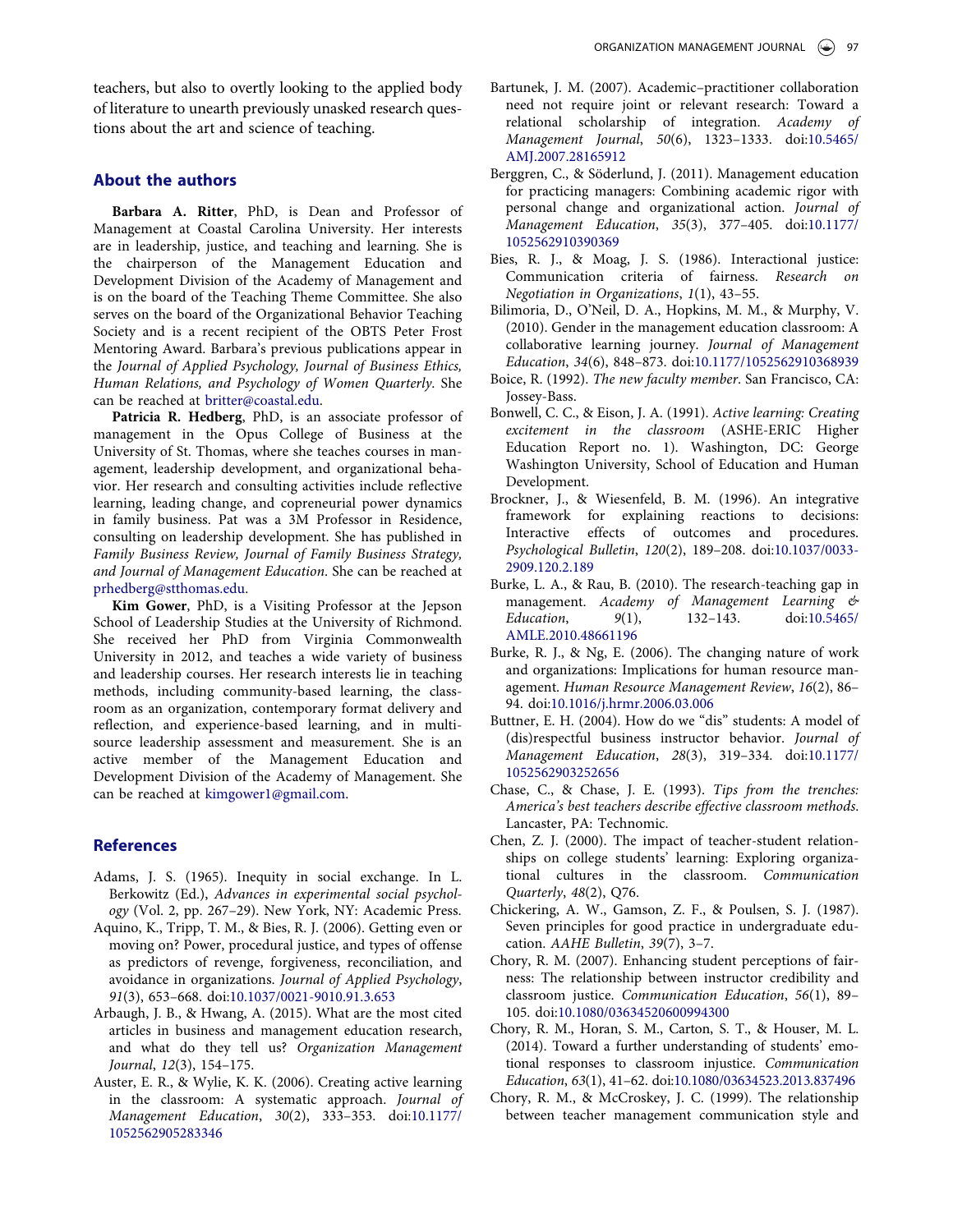teachers, but also to overtly looking to the applied body of literature to unearth previously unasked research questions about the art and science of teaching.

## About the authors

**Barbara A. Ritter**, PhD, is Dean and Professor of Management at Coastal Carolina University. Her interests are in leadership, justice, and teaching and learning. She is the chairperson of the Management Education and Development Division of the Academy of Management and is on the board of the Teaching Theme Committee. She also serves on the board of the Organizational Behavior Teaching Society and is a recent recipient of the OBTS Peter Frost Mentoring Award. Barbara's previous publications appear in the *Journal of Applied Psychology, Journal of Business Ethics, Human Relations, and Psychology of Women Quarterly*. She can be reached at britter@coastal.edu.

**Patricia R. Hedberg**, PhD, is an associate professor of management in the Opus College of Business at the University of St. Thomas, where she teaches courses in management, leadership development, and organizational behavior. Her research and consulting activities include reflective learning, leading change, and copreneurial power dynamics in family business. Pat was a 3M Professor in Residence, consulting on leadership development. She has published in *Family Business Review, Journal of Family Business Strategy, and Journal of Management Education*. She can be reached at prhedberg@stthomas.edu.

**Kim Gower**, PhD, is a Visiting Professor at the Jepson School of Leadership Studies at the University of Richmond. She received her PhD from Virginia Commonwealth University in 2012, and teaches a wide variety of business and leadership courses. Her research interests lie in teaching methods, including community-based learning, the classroom as an organization, contemporary format delivery and reflection, and experience-based learning, and in multi-source leadership assessment and measurement. She is an active member of the Management Education and Development Division of the Academy of Management. She can be reached at kimgower1@gmail.com.

## References

Adams, J. S. (1965). Inequity in social exchange. In L. Berkowitz (Ed.), *Advances in experimental social psychology* (Vol. 2, pp. 267–29). New York, NY: Academic Press.

Aquino, K., Tripp, T. M., & Bies, R. J. (2006). Getting even or moving on? Power, procedural justice, and types of offense as predictors of revenge, forgiveness, reconciliation, and avoidance in organizations. *Journal of Applied Psychology*, *91*(3), 653–668. doi:10.1037/0021-9010.91.3.653

Arbaugh, J. B., & Hwang, A. (2015). What are the most cited articles in business and management education research, and what do they tell us? *Organization Management Journal*, *12*(3), 154–175.

Auster, E. R., & Wylie, K. K. (2006). Creating active learning in the classroom: A systematic approach. *Journal of Management Education*, *30*(2), 333–353. doi:10.1177/1052562905283346

Bartunek, J. M. (2007). Academic–practitioner collaboration need not require joint or relevant research: Toward a relational scholarship of integration. *Academy of Management Journal*, *50*(6), 1323–1333. doi:10.5465/AMJ.2007.28165912

Berggren, C., & Söderlund, J. (2011). Management education for practicing managers: Combining academic rigor with personal change and organizational action. *Journal of Management Education*, *35*(3), 377–405. doi:10.1177/1052562910390369

Bies, R. J., & Moag, J. S. (1986). Interactional justice: Communication criteria of fairness. *Research on Negotiation in Organizations*, *1*(1), 43–55.

Bilimoria, D., O'Neil, D. A., Hopkins, M. M., & Murphy, V. (2010). Gender in the management education classroom: A collaborative learning journey. *Journal of Management Education*, *34*(6), 848–873. doi:10.1177/1052562910368939

Boice, R. (1992). *The new faculty member*. San Francisco, CA: Jossey-Bass.

Bonwell, C. C., & Eison, J. A. (1991). *Active learning: Creating excitement in the classroom* (ASHE-ERIC Higher Education Report no. 1). Washington, DC: George Washington University, School of Education and Human Development.

Brockner, J., & Wiesenfeld, B. M. (1996). An integrative framework for explaining reactions to decisions: Interactive effects of outcomes and procedures. *Psychological Bulletin*, *120*(2), 189–208. doi:10.1037/0033-2909.120.2.189

Burke, L. A., & Rau, B. (2010). The research-teaching gap in management. *Academy of Management Learning & Education*, *9*(1), 132–143. doi:10.5465/AMLE.2010.48661196

Burke, R. J., & Ng, E. (2006). The changing nature of work and organizations: Implications for human resource management. *Human Resource Management Review*, *16*(2), 86–94. doi:10.1016/j.hrmr.2006.03.006

Buttner, E. H. (2004). How do we "dis" students: A model of (dis)respectful business instructor behavior. *Journal of Management Education*, *28*(3), 319–334. doi:10.1177/1052562903252656

Chase, C., & Chase, J. E. (1993). *Tips from the trenches: America's best teachers describe effective classroom methods*. Lancaster, PA: Technomic.

Chen, Z. J. (2000). The impact of teacher-student relationships on college students' learning: Exploring organizational cultures in the classroom. *Communication Quarterly*, *48*(2), Q76.

Chickering, A. W., Gamson, Z. F., & Poulsen, S. J. (1987). Seven principles for good practice in undergraduate education. *AAHE Bulletin*, *39*(7), 3–7.

Chory, R. M. (2007). Enhancing student perceptions of fairness: The relationship between instructor credibility and classroom justice. *Communication Education*, *56*(1), 89–105. doi:10.1080/03634520600994300

Chory, R. M., Horan, S. M., Carton, S. T., & Houser, M. L. (2014). Toward a further understanding of students' emotional responses to classroom injustice. *Communication Education*, *63*(1), 41–62. doi:10.1080/03634523.2013.837496

Chory, R. M., & McCroskey, J. C. (1999). The relationship between teacher management communication style and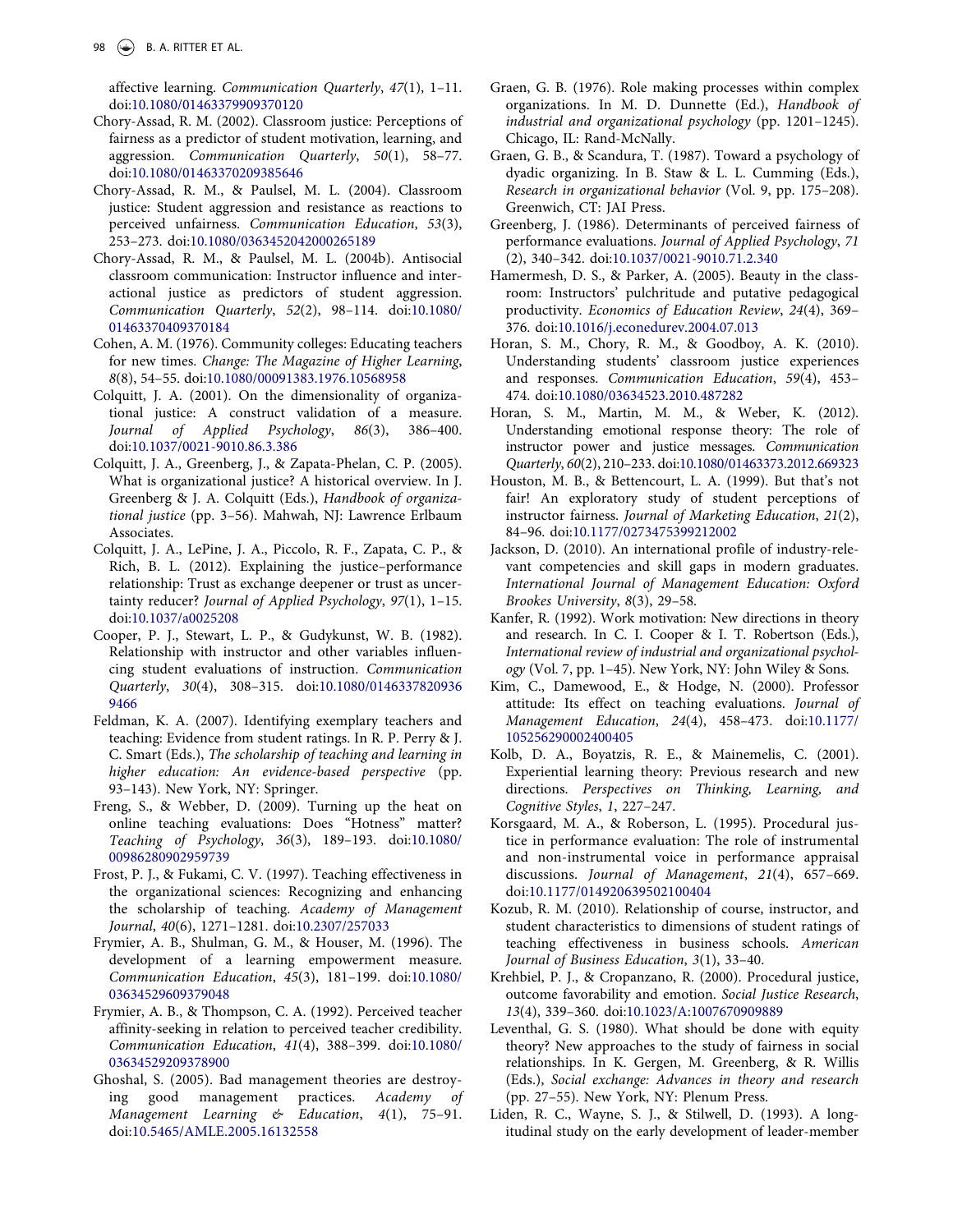affective learning. *Communication Quarterly*, *47*(1), 1–11. doi:10.1080/01463379909370120

Chory-Assad, R. M. (2002). Classroom justice: Perceptions of fairness as a predictor of student motivation, learning, and aggression. *Communication Quarterly*, *50*(1), 58–77. doi:10.1080/01463370209385646

Chory-Assad, R. M., & Paulsel, M. L. (2004). Classroom justice: Student aggression and resistance as reactions to perceived unfairness. *Communication Education*, *53*(3), 253–273. doi:10.1080/0363452042000265189

Chory-Assad, R. M., & Paulsel, M. L. (2004b). Antisocial classroom communication: Instructor influence and interactional justice as predictors of student aggression. *Communication Quarterly*, *52*(2), 98–114. doi:10.1080/01463370409370184

Cohen, A. M. (1976). Community colleges: Educating teachers for new times. *Change: The Magazine of Higher Learning*, *8*(8), 54–55. doi:10.1080/00091383.1976.10568958

Colquitt, J. A. (2001). On the dimensionality of organizational justice: A construct validation of a measure. *Journal of Applied Psychology*, *86*(3), 386–400. doi:10.1037/0021-9010.86.3.386

Colquitt, J. A., Greenberg, J., & Zapata-Phelan, C. P. (2005). What is organizational justice? A historical overview. In J. Greenberg & J. A. Colquitt (Eds.), *Handbook of organizational justice* (pp. 3–56). Mahwah, NJ: Lawrence Erlbaum Associates.

Colquitt, J. A., LePine, J. A., Piccolo, R. F., Zapata, C. P., & Rich, B. L. (2012). Explaining the justice–performance relationship: Trust as exchange deepener or trust as uncertainty reducer? *Journal of Applied Psychology*, *97*(1), 1–15. doi:10.1037/a0025208

Cooper, P. J., Stewart, L. P., & Gudykunst, W. B. (1982). Relationship with instructor and other variables influencing student evaluations of instruction. *Communication Quarterly*, *30*(4), 308–315. doi:10.1080/01463378209369466

Feldman, K. A. (2007). Identifying exemplary teachers and teaching: Evidence from student ratings. In R. P. Perry & J. C. Smart (Eds.), *The scholarship of teaching and learning in higher education: An evidence-based perspective* (pp. 93–143). New York, NY: Springer.

Freng, S., & Webber, D. (2009). Turning up the heat on online teaching evaluations: Does "Hotness" matter? *Teaching of Psychology*, *36*(3), 189–193. doi:10.1080/00986280902959739

Frost, P. J., & Fukami, C. V. (1997). Teaching effectiveness in the organizational sciences: Recognizing and enhancing the scholarship of teaching. *Academy of Management Journal*, *40*(6), 1271–1281. doi:10.2307/257033

Frymier, A. B., Shulman, G. M., & Houser, M. (1996). The development of a learning empowerment measure. *Communication Education*, *45*(3), 181–199. doi:10.1080/03634529609379048

Frymier, A. B., & Thompson, C. A. (1992). Perceived teacher affinity-seeking in relation to perceived teacher credibility. *Communication Education*, *41*(4), 388–399. doi:10.1080/03634529209378900

Ghoshal, S. (2005). Bad management theories are destroying good management practices. *Academy of Management Learning & Education*, *4*(1), 75–91. doi:10.5465/AMLE.2005.16132558

Graen, G. B. (1976). Role making processes within complex organizations. In M. D. Dunnette (Ed.), *Handbook of industrial and organizational psychology* (pp. 1201–1245). Chicago, IL: Rand-McNally.

Graen, G. B., & Scandura, T. (1987). Toward a psychology of dyadic organizing. In B. Staw & L. L. Cumming (Eds.), *Research in organizational behavior* (Vol. 9, pp. 175–208). Greenwich, CT: JAI Press.

Greenberg, J. (1986). Determinants of perceived fairness of performance evaluations. *Journal of Applied Psychology*, *71* (2), 340–342. doi:10.1037/0021-9010.71.2.340

Hamermesh, D. S., & Parker, A. (2005). Beauty in the classroom: Instructors' pulchritude and putative pedagogical productivity. *Economics of Education Review*, *24*(4), 369–376. doi:10.1016/j.econedurev.2004.07.013

Horan, S. M., Chory, R. M., & Goodboy, A. K. (2010). Understanding students' classroom justice experiences and responses. *Communication Education*, *59*(4), 453–474. doi:10.1080/03634523.2010.487282

Horan, S. M., Martin, M. M., & Weber, K. (2012). Understanding emotional response theory: The role of instructor power and justice messages. *Communication Quarterly*, *60*(2), 210–233. doi:10.1080/01463373.2012.669323

Houston, M. B., & Bettencourt, L. A. (1999). But that's not fair! An exploratory study of student perceptions of instructor fairness. *Journal of Marketing Education*, *21*(2), 84–96. doi:10.1177/0273475399212002

Jackson, D. (2010). An international profile of industry-relevant competencies and skill gaps in modern graduates. *International Journal of Management Education: Oxford Brookes University*, *8*(3), 29–58.

Kanfer, R. (1992). Work motivation: New directions in theory and research. In C. I. Cooper & I. T. Robertson (Eds.), *International review of industrial and organizational psychology* (Vol. 7, pp. 1–45). New York, NY: John Wiley & Sons.

Kim, C., Damewood, E., & Hodge, N. (2000). Professor attitude: Its effect on teaching evaluations. *Journal of Management Education*, *24*(4), 458–473. doi:10.1177/105256290002400405

Kolb, D. A., Boyatzis, R. E., & Mainemelis, C. (2001). Experiential learning theory: Previous research and new directions. *Perspectives on Thinking, Learning, and Cognitive Styles*, *1*, 227–247.

Korsgaard, M. A., & Roberson, L. (1995). Procedural justice in performance evaluation: The role of instrumental and non-instrumental voice in performance appraisal discussions. *Journal of Management*, *21*(4), 657–669. doi:10.1177/014920639502100404

Kozub, R. M. (2010). Relationship of course, instructor, and student characteristics to dimensions of student ratings of teaching effectiveness in business schools. *American Journal of Business Education*, *3*(1), 33–40.

Krehbiel, P. J., & Cropanzano, R. (2000). Procedural justice, outcome favorability and emotion. *Social Justice Research*, *13*(4), 339–360. doi:10.1023/A:1007670909889

Leventhal, G. S. (1980). What should be done with equity theory? New approaches to the study of fairness in social relationships. In K. Gergen, M. Greenberg, & R. Willis (Eds.), *Social exchange: Advances in theory and research* (pp. 27–55). New York, NY: Plenum Press.

Liden, R. C., Wayne, S. J., & Stilwell, D. (1993). A longitudinal study on the early development of leader-member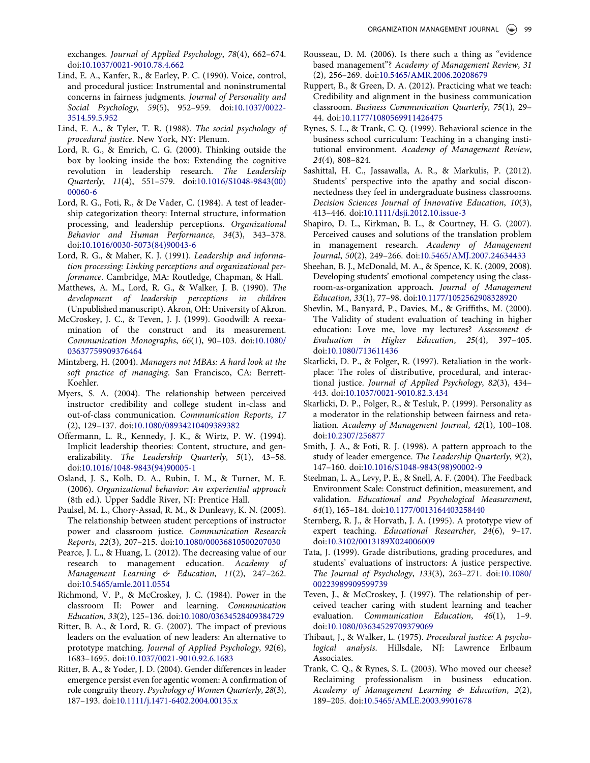exchanges. *Journal of Applied Psychology*, *78*(4), 662–674. doi:10.1037/0021-9010.78.4.662

Lind, E. A., Kanfer, R., & Earley, P. C. (1990). Voice, control, and procedural justice: Instrumental and noninstrumental concerns in fairness judgments. *Journal of Personality and Social Psychology*, *59*(5), 952–959. doi:10.1037/0022-3514.59.5.952

Lind, E. A., & Tyler, T. R. (1988). *The social psychology of procedural justice*. New York, NY: Plenum.

Lord, R. G., & Emrich, C. G. (2000). Thinking outside the box by looking inside the box: Extending the cognitive revolution in leadership research. *The Leadership Quarterly*, *11*(4), 551–579. doi:10.1016/S1048-9843(00)00060-6

Lord, R. G., Foti, R., & De Vader, C. (1984). A test of leadership categorization theory: Internal structure, information processing, and leadership perceptions. *Organizational Behavior and Human Performance*, *34*(3), 343–378. doi:10.1016/0030-5073(84)90043-6

Lord, R. G., & Maher, K. J. (1991). *Leadership and information processing: Linking perceptions and organizational performance*. Cambridge, MA: Routledge, Chapman, & Hall.

Matthews, A. M., Lord, R. G., & Walker, J. B. (1990). *The development of leadership perceptions in children* (Unpublished manuscript). Akron, OH: University of Akron.

McCroskey, J. C., & Teven, J. J. (1999). Goodwill: A reexamination of the construct and its measurement. *Communication Monographs*, *66*(1), 90–103. doi:10.1080/03637759909376464

Mintzberg, H. (2004). *Managers not MBAs: A hard look at the soft practice of managing*. San Francisco, CA: Berrett-Koehler.

Myers, S. A. (2004). The relationship between perceived instructor credibility and college student in-class and out-of-class communication. *Communication Reports*, *17*(2), 129–137. doi:10.1080/08934210409389382

Offermann, L. R., Kennedy, J. K., & Wirtz, P. W. (1994). Implicit leadership theories: Content, structure, and generalizability. *The Leadership Quarterly*, *5*(1), 43–58. doi:10.1016/1048-9843(94)90005-1

Osland, J. S., Kolb, D. A., Rubin, I. M., & Turner, M. E. (2006). *Organizational behavior: An experiential approach* (8th ed.). Upper Saddle River, NJ: Prentice Hall.

Paulsel, M. L., Chory-Assad, R. M., & Dunleavy, K. N. (2005). The relationship between student perceptions of instructor power and classroom justice. *Communication Research Reports*, *22*(3), 207–215. doi:10.1080/00036810500207030

Pearce, J. L., & Huang, L. (2012). The decreasing value of our research to management education. *Academy of Management Learning & Education*, *11*(2), 247–262. doi:10.5465/amle.2011.0554

Richmond, V. P., & McCroskey, J. C. (1984). Power in the classroom II: Power and learning. *Communication Education*, *33*(2), 125–136. doi:10.1080/03634528409384729

Ritter, B. A., & Lord, R. G. (2007). The impact of previous leaders on the evaluation of new leaders: An alternative to prototype matching. *Journal of Applied Psychology*, *92*(6), 1683–1695. doi:10.1037/0021-9010.92.6.1683

Ritter, B. A., & Yoder, J. D. (2004). Gender differences in leader emergence persist even for agentic women: A confirmation of role congruity theory. *Psychology of Women Quarterly*, *28*(3), 187–193. doi:10.1111/j.1471-6402.2004.00135.x

Rousseau, D. M. (2006). Is there such a thing as "evidence based management"? *Academy of Management Review*, *31*(2), 256–269. doi:10.5465/AMR.2006.20208679

Ruppert, B., & Green, D. A. (2012). Practicing what we teach: Credibility and alignment in the business communication classroom. *Business Communication Quarterly*, *75*(1), 29–44. doi:10.1177/1080569911426475

Rynes, S. L., & Trank, C. Q. (1999). Behavioral science in the business school curriculum: Teaching in a changing institutional environment. *Academy of Management Review*, *24*(4), 808–824.

Sashittal, H. C., Jassawalla, A. R., & Markulis, P. (2012). Students' perspective into the apathy and social disconnectedness they feel in undergraduate business classrooms. *Decision Sciences Journal of Innovative Education*, *10*(3), 413–446. doi:10.1111/dsji.2012.10.issue-3

Shapiro, D. L., Kirkman, B. L., & Courtney, H. G. (2007). Perceived causes and solutions of the translation problem in management research. *Academy of Management Journal*, *50*(2), 249–266. doi:10.5465/AMJ.2007.24634433

Sheehan, B. J., McDonald, M. A., & Spence, K. K. (2009, 2008). Developing students' emotional competency using the classroom-as-organization approach. *Journal of Management Education*, *33*(1), 77–98. doi:10.1177/1052562908328920

Shevlin, M., Banyard, P., Davies, M., & Griffiths, M. (2000). The Validity of student evaluation of teaching in higher education: Love me, love my lectures? *Assessment & Evaluation in Higher Education*, *25*(4), 397–405. doi:10.1080/713611436

Skarlicki, D. P., & Folger, R. (1997). Retaliation in the workplace: The roles of distributive, procedural, and interactional justice. *Journal of Applied Psychology*, *82*(3), 434–443. doi:10.1037/0021-9010.82.3.434

Skarlicki, D. P., Folger, R., & Tesluk, P. (1999). Personality as a moderator in the relationship between fairness and retaliation. *Academy of Management Journal*, *42*(1), 100–108. doi:10.2307/256877

Smith, J. A., & Foti, R. J. (1998). A pattern approach to the study of leader emergence. *The Leadership Quarterly*, *9*(2), 147–160. doi:10.1016/S1048-9843(98)90002-9

Steelman, L. A., Levy, P. E., & Snell, A. F. (2004). The Feedback Environment Scale: Construct definition, measurement, and validation. *Educational and Psychological Measurement*, *64*(1), 165–184. doi:10.1177/0013164403258440

Sternberg, R. J., & Horvath, J. A. (1995). A prototype view of expert teaching. *Educational Researcher*, *24*(6), 9–17. doi:10.3102/0013189X024006009

Tata, J. (1999). Grade distributions, grading procedures, and students' evaluations of instructors: A justice perspective. *The Journal of Psychology*, *133*(3), 263–271. doi:10.1080/00223989909599739

Teven, J., & McCroskey, J. (1997). The relationship of perceived teacher caring with student learning and teacher evaluation. *Communication Education*, *46*(1), 1–9. doi:10.1080/03634529709379069

Thibaut, J., & Walker, L. (1975). *Procedural justice: A psychological analysis*. Hillsdale, NJ: Lawrence Erlbaum Associates.

Trank, C. Q., & Rynes, S. L. (2003). Who moved our cheese? Reclaiming professionalism in business education. *Academy of Management Learning & Education*, *2*(2), 189–205. doi:10.5465/AMLE.2003.9901678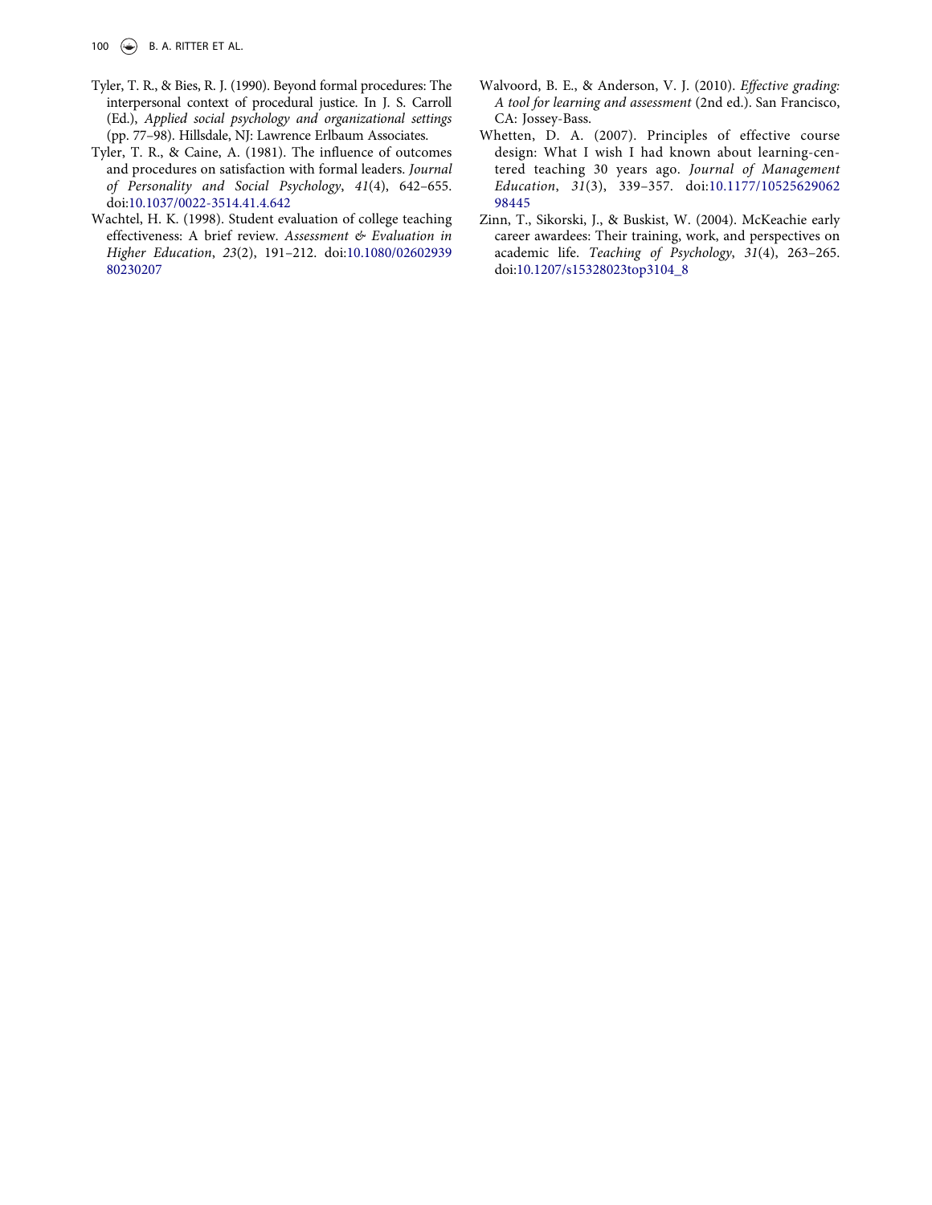Tyler, T. R., & Bies, R. J. (1990). Beyond formal procedures: The interpersonal context of procedural justice. In J. S. Carroll (Ed.), *Applied social psychology and organizational settings* (pp. 77–98). Hillsdale, NJ: Lawrence Erlbaum Associates.

Tyler, T. R., & Caine, A. (1981). The influence of outcomes and procedures on satisfaction with formal leaders. *Journal of Personality and Social Psychology*, *41*(4), 642–655. doi:10.1037/0022-3514.41.4.642

Wachtel, H. K. (1998). Student evaluation of college teaching effectiveness: A brief review. *Assessment & Evaluation in Higher Education*, *23*(2), 191–212. doi:10.1080/0260293980230207

Walvoord, B. E., & Anderson, V. J. (2010). *Effective grading: A tool for learning and assessment* (2nd ed.). San Francisco, CA: Jossey-Bass.

Whetten, D. A. (2007). Principles of effective course design: What I wish I had known about learning-centered teaching 30 years ago. *Journal of Management Education*, *31*(3), 339–357. doi:10.1177/1052562906298445

Zinn, T., Sikorski, J., & Buskist, W. (2004). McKeachie early career awardees: Their training, work, and perspectives on academic life. *Teaching of Psychology*, *31*(4), 263–265. doi:10.1207/s15328023top3104_8